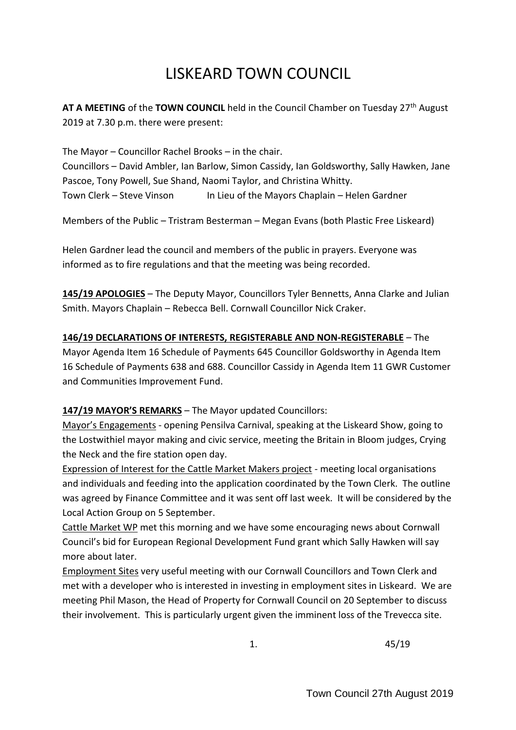# LISKEARD TOWN COUNCIL

**AT A MEETING** of the **TOWN COUNCIL** held in the Council Chamber on Tuesday 27th August 2019 at 7.30 p.m. there were present:

The Mayor – Councillor Rachel Brooks – in the chair.
Councillors – David Ambler, Ian Barlow, Simon Cassidy, Ian Goldsworthy, Sally Hawken, Jane Pascoe, Tony Powell, Sue Shand, Naomi Taylor, and Christina Whitty.
Town Clerk – Steve Vinson     In Lieu of the Mayors Chaplain – Helen Gardner

Members of the Public – Tristram Besterman – Megan Evans (both Plastic Free Liskeard)

Helen Gardner lead the council and members of the public in prayers. Everyone was informed as to fire regulations and that the meeting was being recorded.

**145/19 APOLOGIES** – The Deputy Mayor, Councillors Tyler Bennetts, Anna Clarke and Julian Smith. Mayors Chaplain – Rebecca Bell. Cornwall Councillor Nick Craker.

**146/19 DECLARATIONS OF INTERESTS, REGISTERABLE AND NON-REGISTERABLE** – The Mayor Agenda Item 16 Schedule of Payments 645 Councillor Goldsworthy in Agenda Item 16 Schedule of Payments 638 and 688. Councillor Cassidy in Agenda Item 11 GWR Customer and Communities Improvement Fund.

**147/19 MAYOR'S REMARKS** – The Mayor updated Councillors:

Mayor's Engagements - opening Pensilva Carnival, speaking at the Liskeard Show, going to the Lostwithiel mayor making and civic service, meeting the Britain in Bloom judges, Crying the Neck and the fire station open day.

Expression of Interest for the Cattle Market Makers project - meeting local organisations and individuals and feeding into the application coordinated by the Town Clerk. The outline was agreed by Finance Committee and it was sent off last week. It will be considered by the Local Action Group on 5 September.

Cattle Market WP met this morning and we have some encouraging news about Cornwall Council's bid for European Regional Development Fund grant which Sally Hawken will say more about later.

Employment Sites very useful meeting with our Cornwall Councillors and Town Clerk and met with a developer who is interested in investing in employment sites in Liskeard. We are meeting Phil Mason, the Head of Property for Cornwall Council on 20 September to discuss their involvement. This is particularly urgent given the imminent loss of the Trevecca site.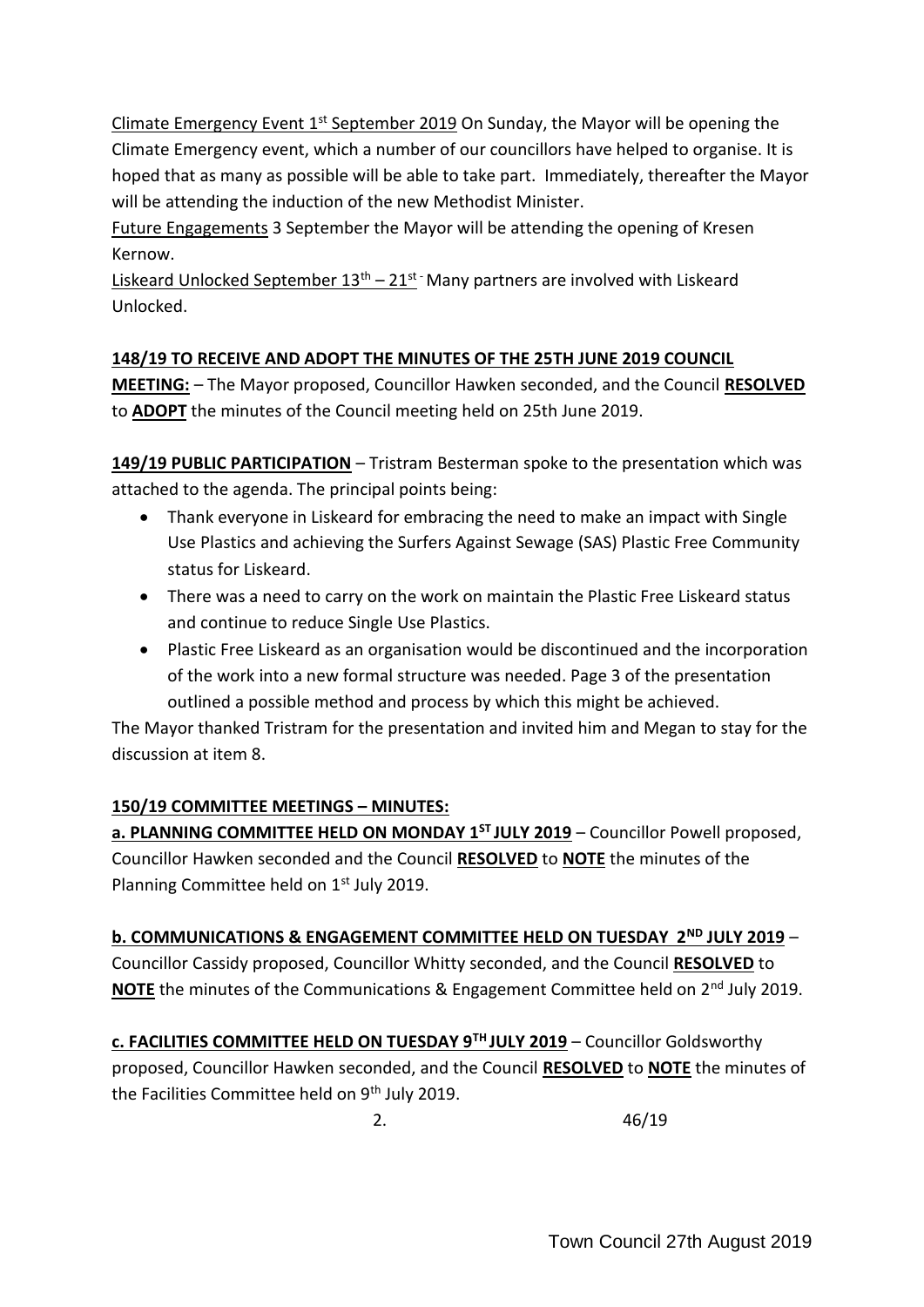Climate Emergency Event 1st September 2019 On Sunday, the Mayor will be opening the Climate Emergency event, which a number of our councillors have helped to organise. It is hoped that as many as possible will be able to take part. Immediately, thereafter the Mayor will be attending the induction of the new Methodist Minister.

Future Engagements 3 September the Mayor will be attending the opening of Kresen Kernow.

Liskeard Unlocked September 13th – 21st - Many partners are involved with Liskeard Unlocked.

**148/19 TO RECEIVE AND ADOPT THE MINUTES OF THE 25TH JUNE 2019 COUNCIL MEETING:** – The Mayor proposed, Councillor Hawken seconded, and the Council **RESOLVED** to **ADOPT** the minutes of the Council meeting held on 25th June 2019.

**149/19 PUBLIC PARTICIPATION** – Tristram Besterman spoke to the presentation which was attached to the agenda. The principal points being:

- Thank everyone in Liskeard for embracing the need to make an impact with Single Use Plastics and achieving the Surfers Against Sewage (SAS) Plastic Free Community status for Liskeard.
- There was a need to carry on the work on maintain the Plastic Free Liskeard status and continue to reduce Single Use Plastics.
- Plastic Free Liskeard as an organisation would be discontinued and the incorporation of the work into a new formal structure was needed. Page 3 of the presentation outlined a possible method and process by which this might be achieved.

The Mayor thanked Tristram for the presentation and invited him and Megan to stay for the discussion at item 8.

**150/19 COMMITTEE MEETINGS – MINUTES:**

**a. PLANNING COMMITTEE HELD ON MONDAY 1ST JULY 2019** – Councillor Powell proposed, Councillor Hawken seconded and the Council **RESOLVED** to **NOTE** the minutes of the Planning Committee held on 1st July 2019.

**b. COMMUNICATIONS & ENGAGEMENT COMMITTEE HELD ON TUESDAY 2ND JULY 2019** – Councillor Cassidy proposed, Councillor Whitty seconded, and the Council **RESOLVED** to **NOTE** the minutes of the Communications & Engagement Committee held on 2nd July 2019.

**c. FACILITIES COMMITTEE HELD ON TUESDAY 9TH JULY 2019** – Councillor Goldsworthy proposed, Councillor Hawken seconded, and the Council **RESOLVED** to **NOTE** the minutes of the Facilities Committee held on 9th July 2019.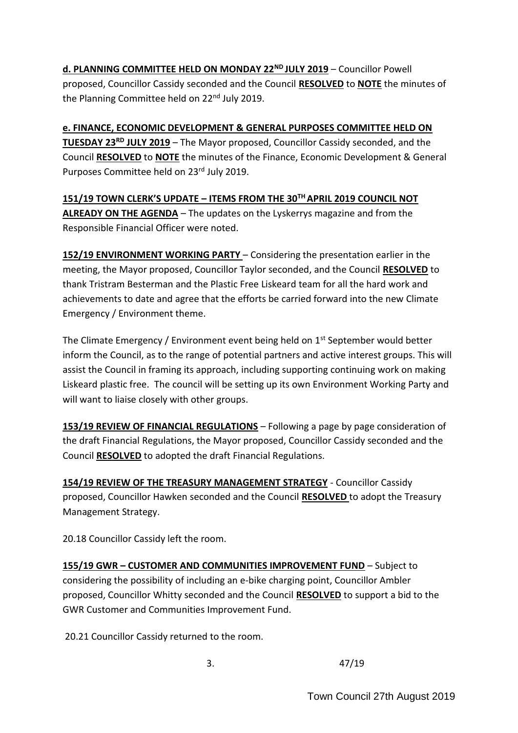**d. PLANNING COMMITTEE HELD ON MONDAY 22ND JULY 2019** – Councillor Powell proposed, Councillor Cassidy seconded and the Council **RESOLVED** to **NOTE** the minutes of the Planning Committee held on 22nd July 2019.

**e. FINANCE, ECONOMIC DEVELOPMENT & GENERAL PURPOSES COMMITTEE HELD ON TUESDAY 23RD JULY 2019** – The Mayor proposed, Councillor Cassidy seconded, and the Council **RESOLVED** to **NOTE** the minutes of the Finance, Economic Development & General Purposes Committee held on 23rd July 2019.

**151/19 TOWN CLERK'S UPDATE – ITEMS FROM THE 30TH APRIL 2019 COUNCIL NOT ALREADY ON THE AGENDA** – The updates on the Lyskerrys magazine and from the Responsible Financial Officer were noted.

**152/19 ENVIRONMENT WORKING PARTY** – Considering the presentation earlier in the meeting, the Mayor proposed, Councillor Taylor seconded, and the Council **RESOLVED** to thank Tristram Besterman and the Plastic Free Liskeard team for all the hard work and achievements to date and agree that the efforts be carried forward into the new Climate Emergency / Environment theme.

The Climate Emergency / Environment event being held on 1st September would better inform the Council, as to the range of potential partners and active interest groups. This will assist the Council in framing its approach, including supporting continuing work on making Liskeard plastic free. The council will be setting up its own Environment Working Party and will want to liaise closely with other groups.

**153/19 REVIEW OF FINANCIAL REGULATIONS** – Following a page by page consideration of the draft Financial Regulations, the Mayor proposed, Councillor Cassidy seconded and the Council **RESOLVED** to adopted the draft Financial Regulations.

**154/19 REVIEW OF THE TREASURY MANAGEMENT STRATEGY** - Councillor Cassidy proposed, Councillor Hawken seconded and the Council **RESOLVED** to adopt the Treasury Management Strategy.

20.18 Councillor Cassidy left the room.

**155/19 GWR – CUSTOMER AND COMMUNITIES IMPROVEMENT FUND** – Subject to considering the possibility of including an e-bike charging point, Councillor Ambler proposed, Councillor Whitty seconded and the Council **RESOLVED** to support a bid to the GWR Customer and Communities Improvement Fund.

20.21 Councillor Cassidy returned to the room.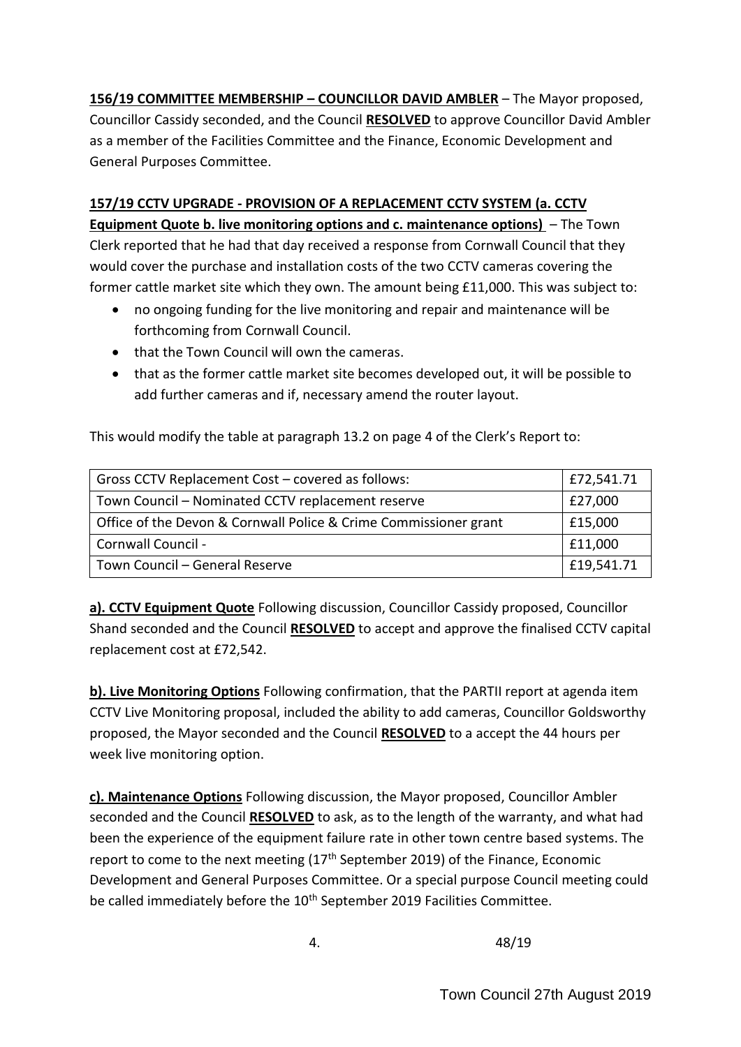**156/19 COMMITTEE MEMBERSHIP – COUNCILLOR DAVID AMBLER** – The Mayor proposed, Councillor Cassidy seconded, and the Council **RESOLVED** to approve Councillor David Ambler as a member of the Facilities Committee and the Finance, Economic Development and General Purposes Committee.

**157/19 CCTV UPGRADE - PROVISION OF A REPLACEMENT CCTV SYSTEM (a. CCTV Equipment Quote b. live monitoring options and c. maintenance options)** – The Town Clerk reported that he had that day received a response from Cornwall Council that they would cover the purchase and installation costs of the two CCTV cameras covering the former cattle market site which they own. The amount being £11,000. This was subject to:

- no ongoing funding for the live monitoring and repair and maintenance will be forthcoming from Cornwall Council.
- that the Town Council will own the cameras.
- that as the former cattle market site becomes developed out, it will be possible to add further cameras and if, necessary amend the router layout.

This would modify the table at paragraph 13.2 on page 4 of the Clerk's Report to:

| Gross CCTV Replacement Cost – covered as follows: | £72,541.71 |
|---|---|
| Town Council – Nominated CCTV replacement reserve | £27,000 |
| Office of the Devon & Cornwall Police & Crime Commissioner grant | £15,000 |
| Cornwall Council - | £11,000 |
| Town Council – General Reserve | £19,541.71 |

**a). CCTV Equipment Quote** Following discussion, Councillor Cassidy proposed, Councillor Shand seconded and the Council **RESOLVED** to accept and approve the finalised CCTV capital replacement cost at £72,542.

**b). Live Monitoring Options** Following confirmation, that the PARTII report at agenda item CCTV Live Monitoring proposal, included the ability to add cameras, Councillor Goldsworthy proposed, the Mayor seconded and the Council **RESOLVED** to a accept the 44 hours per week live monitoring option.

**c). Maintenance Options** Following discussion, the Mayor proposed, Councillor Ambler seconded and the Council **RESOLVED** to ask, as to the length of the warranty, and what had been the experience of the equipment failure rate in other town centre based systems. The report to come to the next meeting (17th September 2019) of the Finance, Economic Development and General Purposes Committee. Or a special purpose Council meeting could be called immediately before the 10th September 2019 Facilities Committee.

48/19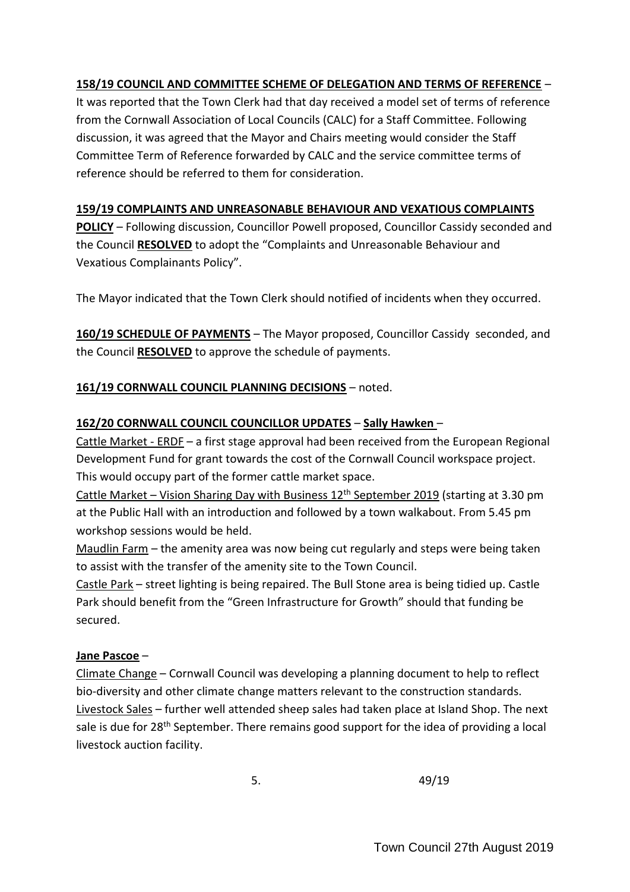**158/19 COUNCIL AND COMMITTEE SCHEME OF DELEGATION AND TERMS OF REFERENCE** – It was reported that the Town Clerk had that day received a model set of terms of reference from the Cornwall Association of Local Councils (CALC) for a Staff Committee. Following discussion, it was agreed that the Mayor and Chairs meeting would consider the Staff Committee Term of Reference forwarded by CALC and the service committee terms of reference should be referred to them for consideration.

**159/19 COMPLAINTS AND UNREASONABLE BEHAVIOUR AND VEXATIOUS COMPLAINTS POLICY** – Following discussion, Councillor Powell proposed, Councillor Cassidy seconded and the Council **RESOLVED** to adopt the "Complaints and Unreasonable Behaviour and Vexatious Complainants Policy".

The Mayor indicated that the Town Clerk should notified of incidents when they occurred.

**160/19 SCHEDULE OF PAYMENTS** – The Mayor proposed, Councillor Cassidy seconded, and the Council **RESOLVED** to approve the schedule of payments.

**161/19 CORNWALL COUNCIL PLANNING DECISIONS** – noted.

**162/20 CORNWALL COUNCIL COUNCILLOR UPDATES** – **Sally Hawken** –

Cattle Market - ERDF – a first stage approval had been received from the European Regional Development Fund for grant towards the cost of the Cornwall Council workspace project. This would occupy part of the former cattle market space.

Cattle Market – Vision Sharing Day with Business 12th September 2019 (starting at 3.30 pm at the Public Hall with an introduction and followed by a town walkabout. From 5.45 pm workshop sessions would be held.

Maudlin Farm – the amenity area was now being cut regularly and steps were being taken to assist with the transfer of the amenity site to the Town Council.

Castle Park – street lighting is being repaired. The Bull Stone area is being tidied up. Castle Park should benefit from the "Green Infrastructure for Growth" should that funding be secured.

**Jane Pascoe** –

Climate Change – Cornwall Council was developing a planning document to help to reflect bio-diversity and other climate change matters relevant to the construction standards.

Livestock Sales – further well attended sheep sales had taken place at Island Shop. The next sale is due for 28th September. There remains good support for the idea of providing a local livestock auction facility.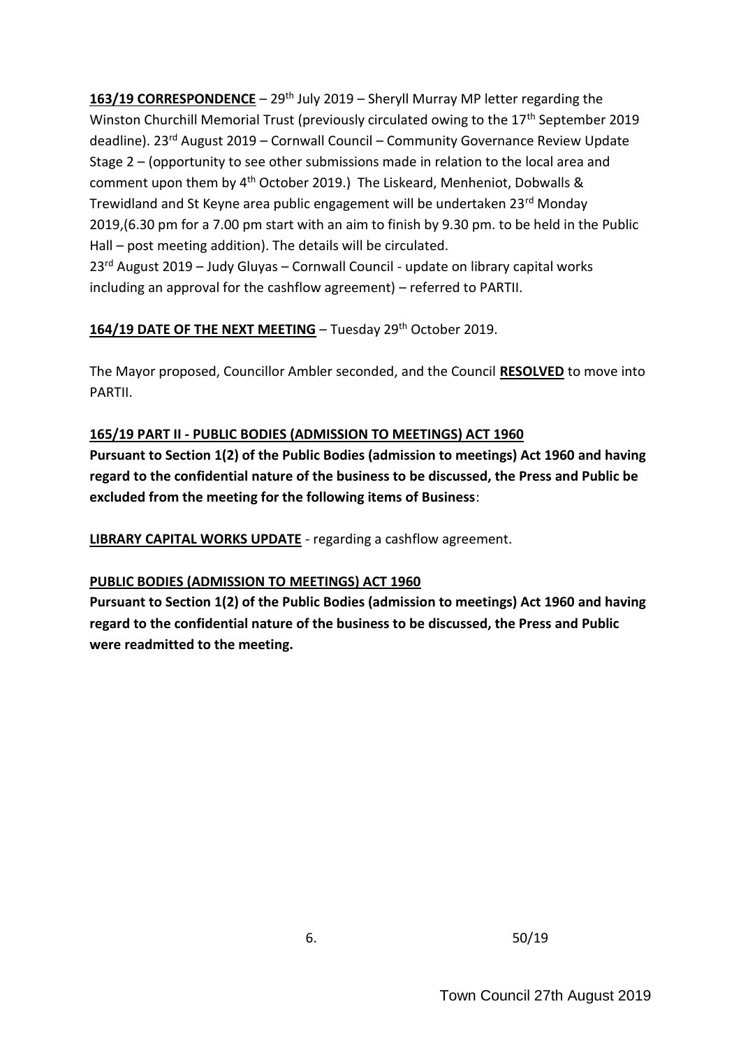**163/19 CORRESPONDENCE** – 29th July 2019 – Sheryll Murray MP letter regarding the Winston Churchill Memorial Trust (previously circulated owing to the 17th September 2019 deadline). 23rd August 2019 – Cornwall Council – Community Governance Review Update Stage 2 – (opportunity to see other submissions made in relation to the local area and comment upon them by 4th October 2019.) The Liskeard, Menheniot, Dobwalls & Trewidland and St Keyne area public engagement will be undertaken 23rd Monday 2019,(6.30 pm for a 7.00 pm start with an aim to finish by 9.30 pm. to be held in the Public Hall – post meeting addition). The details will be circulated.
23rd August 2019 – Judy Gluyas – Cornwall Council - update on library capital works including an approval for the cashflow agreement) – referred to PARTII.

**164/19 DATE OF THE NEXT MEETING** – Tuesday 29th October 2019.

The Mayor proposed, Councillor Ambler seconded, and the Council **RESOLVED** to move into PARTII.

**165/19 PART II - PUBLIC BODIES (ADMISSION TO MEETINGS) ACT 1960**

**Pursuant to Section 1(2) of the Public Bodies (admission to meetings) Act 1960 and having regard to the confidential nature of the business to be discussed, the Press and Public be excluded from the meeting for the following items of Business**:

**LIBRARY CAPITAL WORKS UPDATE** - regarding a cashflow agreement.

**PUBLIC BODIES (ADMISSION TO MEETINGS) ACT 1960**

**Pursuant to Section 1(2) of the Public Bodies (admission to meetings) Act 1960 and having regard to the confidential nature of the business to be discussed, the Press and Public were readmitted to the meeting.**

50/19